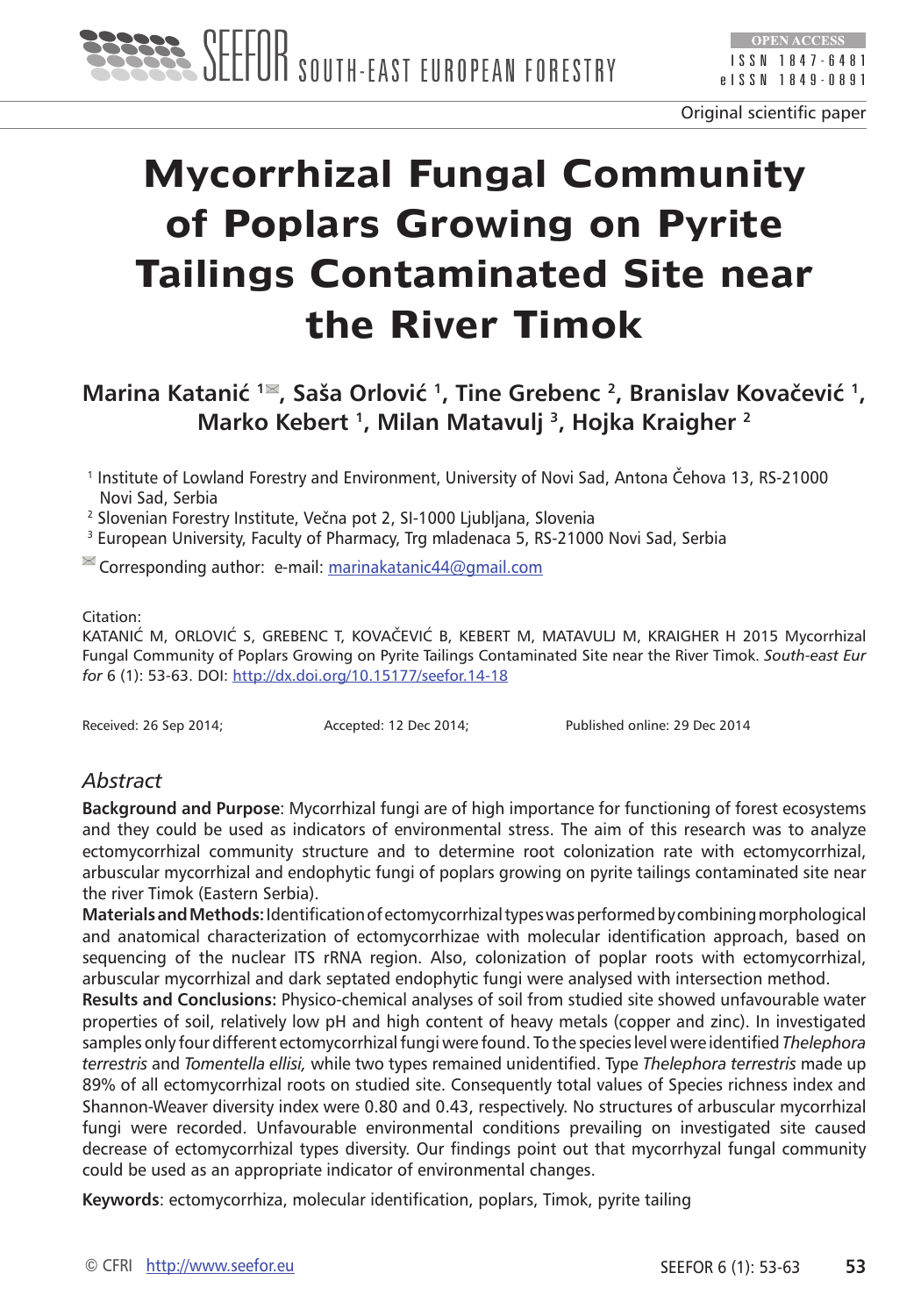Original scientific paper

# Mycorrhizal Fungal Community of Poplars Growing on Pyrite Tailings Contaminated Site near the River Timok

**Marina Katanić [1], Saša Orlović [1], Tine Grebenc [2], Branislav Kovačević [1], Marko Kebert [1], Milan Matavulj [3], Hojka Kraigher [2]**

[1] Institute of Lowland Forestry and Environment, University of Novi Sad, Antona Čehova 13, RS-21000 Novi Sad, Serbia
[2] Slovenian Forestry Institute, Večna pot 2, SI-1000 Ljubljana, Slovenia
[3] European University, Faculty of Pharmacy, Trg mladenaca 5, RS-21000 Novi Sad, Serbia

Corresponding author: e-mail: marinakatanic44@gmail.com

Citation:
KATANIĆ M, ORLOVIĆ S, GREBENC T, KOVAČEVIĆ B, KEBERT M, MATAVULJ M, KRAIGHER H 2015 Mycorrhizal Fungal Community of Poplars Growing on Pyrite Tailings Contaminated Site near the River Timok. *South-east Eur for* 6 (1): 53-63. DOI: http://dx.doi.org/10.15177/seefor.14-18

Received: 26 Sep 2014; Accepted: 12 Dec 2014; Published online: 29 Dec 2014

## Abstract

**Background and Purpose**: Mycorrhizal fungi are of high importance for functioning of forest ecosystems and they could be used as indicators of environmental stress. The aim of this research was to analyze ectomycorrhizal community structure and to determine root colonization rate with ectomycorrhizal, arbuscular mycorrhizal and endophytic fungi of poplars growing on pyrite tailings contaminated site near the river Timok (Eastern Serbia).

**Materials and Methods:** Identification of ectomycorrhizal types was performed by combining morphological and anatomical characterization of ectomycorrhizae with molecular identification approach, based on sequencing of the nuclear ITS rRNA region. Also, colonization of poplar roots with ectomycorrhizal, arbuscular mycorrhizal and dark septated endophytic fungi were analysed with intersection method.

**Results and Conclusions:** Physico-chemical analyses of soil from studied site showed unfavourable water properties of soil, relatively low pH and high content of heavy metals (copper and zinc). In investigated samples only four different ectomycorrhizal fungi were found. To the species level were identified *Thelephora terrestris* and *Tomentella ellisi,* while two types remained unidentified. Type *Thelephora terrestris* made up 89% of all ectomycorrhizal roots on studied site. Consequently total values of Species richness index and Shannon-Weaver diversity index were 0.80 and 0.43, respectively. No structures of arbuscular mycorrhizal fungi were recorded. Unfavourable environmental conditions prevailing on investigated site caused decrease of ectomycorrhizal types diversity. Our findings point out that mycorrhyzal fungal community could be used as an appropriate indicator of environmental changes.

**Keywords**: ectomycorrhiza, molecular identification, poplars, Timok, pyrite tailing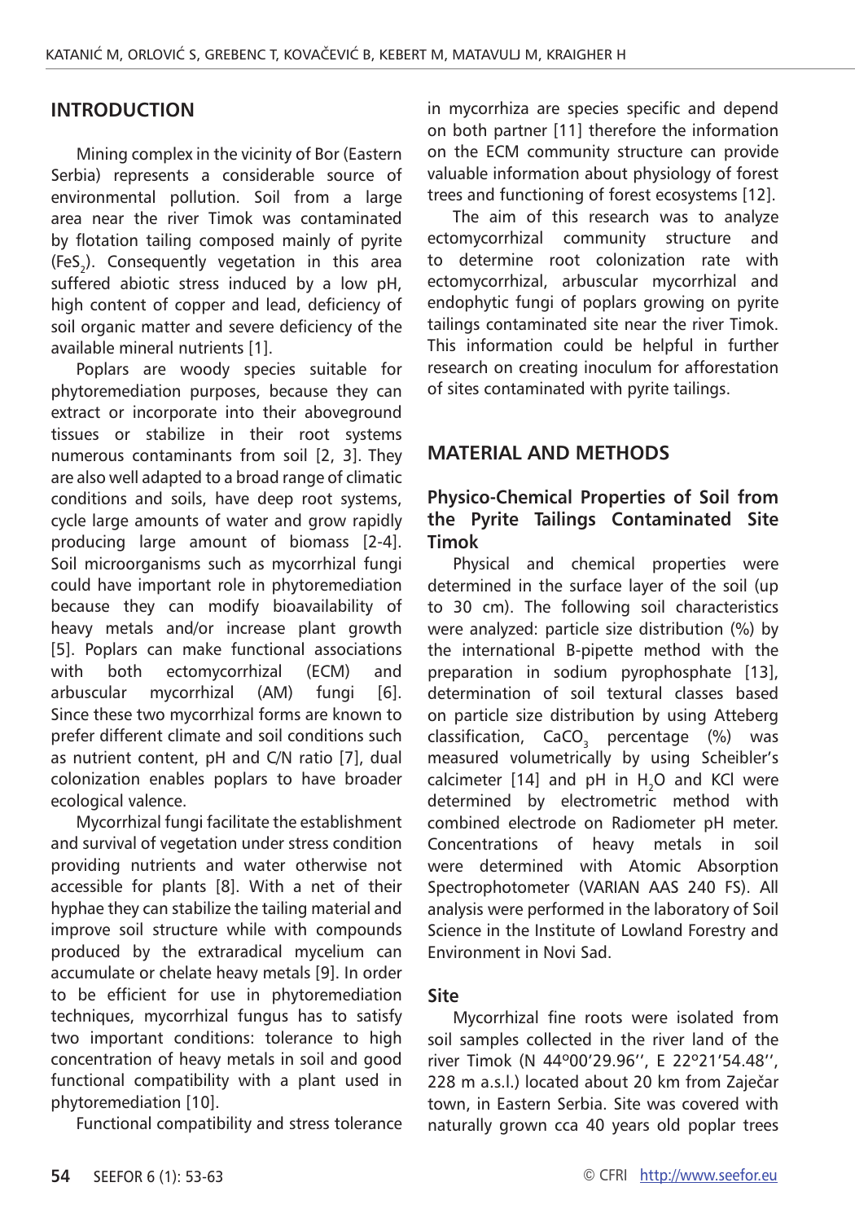## INTRODUCTION

Mining complex in the vicinity of Bor (Eastern Serbia) represents a considerable source of environmental pollution. Soil from a large area near the river Timok was contaminated by flotation tailing composed mainly of pyrite ($FeS_2$). Consequently vegetation in this area suffered abiotic stress induced by a low pH, high content of copper and lead, deficiency of soil organic matter and severe deficiency of the available mineral nutrients [1].

Poplars are woody species suitable for phytoremediation purposes, because they can extract or incorporate into their aboveground tissues or stabilize in their root systems numerous contaminants from soil [2, 3]. They are also well adapted to a broad range of climatic conditions and soils, have deep root systems, cycle large amounts of water and grow rapidly producing large amount of biomass [2-4]. Soil microorganisms such as mycorrhizal fungi could have important role in phytoremediation because they can modify bioavailability of heavy metals and/or increase plant growth [5]. Poplars can make functional associations with both ectomycorrhizal (ECM) and arbuscular mycorrhizal (AM) fungi [6]. Since these two mycorrhizal forms are known to prefer different climate and soil conditions such as nutrient content, pH and C/N ratio [7], dual colonization enables poplars to have broader ecological valence.

Mycorrhizal fungi facilitate the establishment and survival of vegetation under stress condition providing nutrients and water otherwise not accessible for plants [8]. With a net of their hyphae they can stabilize the tailing material and improve soil structure while with compounds produced by the extraradical mycelium can accumulate or chelate heavy metals [9]. In order to be efficient for use in phytoremediation techniques, mycorrhizal fungus has to satisfy two important conditions: tolerance to high concentration of heavy metals in soil and good functional compatibility with a plant used in phytoremediation [10].

Functional compatibility and stress tolerance in mycorrhiza are species specific and depend on both partner [11] therefore the information on the ECM community structure can provide valuable information about physiology of forest trees and functioning of forest ecosystems [12].

The aim of this research was to analyze ectomycorrhizal community structure and to determine root colonization rate with ectomycorrhizal, arbuscular mycorrhizal and endophytic fungi of poplars growing on pyrite tailings contaminated site near the river Timok. This information could be helpful in further research on creating inoculum for afforestation of sites contaminated with pyrite tailings.

## MATERIAL AND METHODS

### Physico-Chemical Properties of Soil from the Pyrite Tailings Contaminated Site Timok

Physical and chemical properties were determined in the surface layer of the soil (up to 30 cm). The following soil characteristics were analyzed: particle size distribution (%) by the international B-pipette method with the preparation in sodium pyrophosphate [13], determination of soil textural classes based on particle size distribution by using Atteberg classification, $CaCO_3$ percentage (%) was measured volumetrically by using Scheibler's calcimeter [14] and pH in $H_2O$ and KCl were determined by electrometric method with combined electrode on Radiometer pH meter. Concentrations of heavy metals in soil were determined with Atomic Absorption Spectrophotometer (VARIAN AAS 240 FS). All analysis were performed in the laboratory of Soil Science in the Institute of Lowland Forestry and Environment in Novi Sad.

### Site

Mycorrhizal fine roots were isolated from soil samples collected in the river land of the river Timok (N 44º00'29.96'', E 22º21'54.48'', 228 m a.s.l.) located about 20 km from Zaječar town, in Eastern Serbia. Site was covered with naturally grown cca 40 years old poplar trees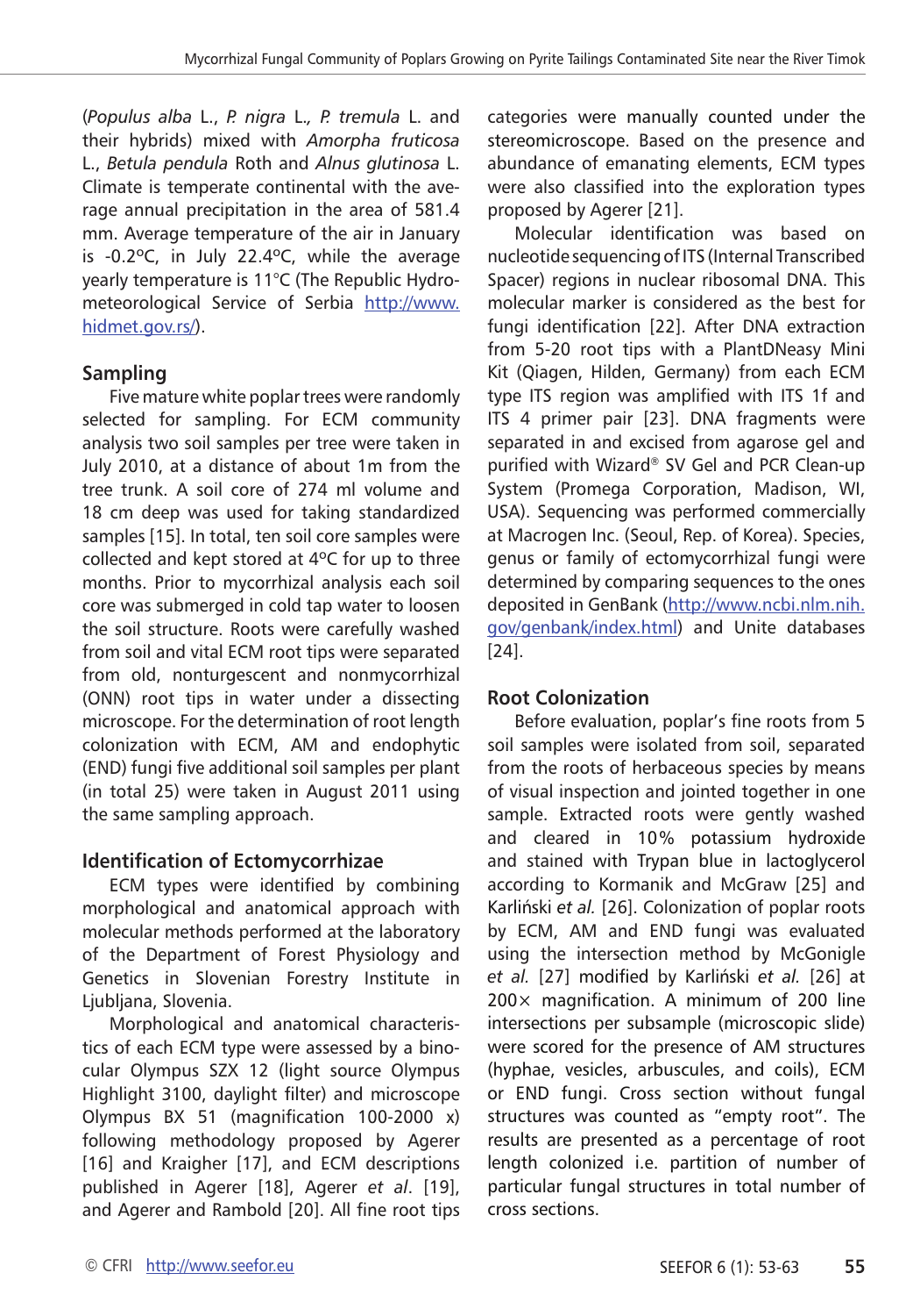(*Populus alba* L., *P. nigra* L., *P. tremula* L. and their hybrids) mixed with *Amorpha fruticosa* L., *Betula pendula* Roth and *Alnus glutinosa* L. Climate is temperate continental with the average annual precipitation in the area of 581.4 mm. Average temperature of the air in January is -0.2ºC, in July 22.4ºC, while the average yearly temperature is 11°C (The Republic Hydrometeorological Service of Serbia http://www.hidmet.gov.rs/).

## Sampling

Five mature white poplar trees were randomly selected for sampling. For ECM community analysis two soil samples per tree were taken in July 2010, at a distance of about 1m from the tree trunk. A soil core of 274 ml volume and 18 cm deep was used for taking standardized samples [15]. In total, ten soil core samples were collected and kept stored at 4ºC for up to three months. Prior to mycorrhizal analysis each soil core was submerged in cold tap water to loosen the soil structure. Roots were carefully washed from soil and vital ECM root tips were separated from old, nonturgescent and nonmycorrhizal (ONN) root tips in water under a dissecting microscope. For the determination of root length colonization with ECM, AM and endophytic (END) fungi five additional soil samples per plant (in total 25) were taken in August 2011 using the same sampling approach.

## Identification of Ectomycorrhizae

ECM types were identified by combining morphological and anatomical approach with molecular methods performed at the laboratory of the Department of Forest Physiology and Genetics in Slovenian Forestry Institute in Ljubljana, Slovenia.

Morphological and anatomical characteristics of each ECM type were assessed by a binocular Olympus SZX 12 (light source Olympus Highlight 3100, daylight filter) and microscope Olympus BX 51 (magnification 100-2000 x) following methodology proposed by Agerer [16] and Kraigher [17], and ECM descriptions published in Agerer [18], Agerer *et al*. [19], and Agerer and Rambold [20]. All fine root tips categories were manually counted under the stereomicroscope. Based on the presence and abundance of emanating elements, ECM types were also classified into the exploration types proposed by Agerer [21].

Molecular identification was based on nucleotide sequencing of ITS (Internal Transcribed Spacer) regions in nuclear ribosomal DNA. This molecular marker is considered as the best for fungi identification [22]. After DNA extraction from 5-20 root tips with a PlantDNeasy Mini Kit (Qiagen, Hilden, Germany) from each ECM type ITS region was amplified with ITS 1f and ITS 4 primer pair [23]. DNA fragments were separated in and excised from agarose gel and purified with Wizard® SV Gel and PCR Clean-up System (Promega Corporation, Madison, WI, USA). Sequencing was performed commercially at Macrogen Inc. (Seoul, Rep. of Korea). Species, genus or family of ectomycorrhizal fungi were determined by comparing sequences to the ones deposited in GenBank (http://www.ncbi.nlm.nih.gov/genbank/index.html) and Unite databases [24].

## Root Colonization

Before evaluation, poplar's fine roots from 5 soil samples were isolated from soil, separated from the roots of herbaceous species by means of visual inspection and jointed together in one sample. Extracted roots were gently washed and cleared in 10% potassium hydroxide and stained with Trypan blue in lactoglycerol according to Kormanik and McGraw [25] and Karliński *et al.* [26]. Colonization of poplar roots by ECM, AM and END fungi was evaluated using the intersection method by McGonigle *et al.* [27] modified by Karliński *et al.* [26] at 200× magnification. A minimum of 200 line intersections per subsample (microscopic slide) were scored for the presence of AM structures (hyphae, vesicles, arbuscules, and coils), ECM or END fungi. Cross section without fungal structures was counted as "empty root". The results are presented as a percentage of root length colonized i.e. partition of number of particular fungal structures in total number of cross sections.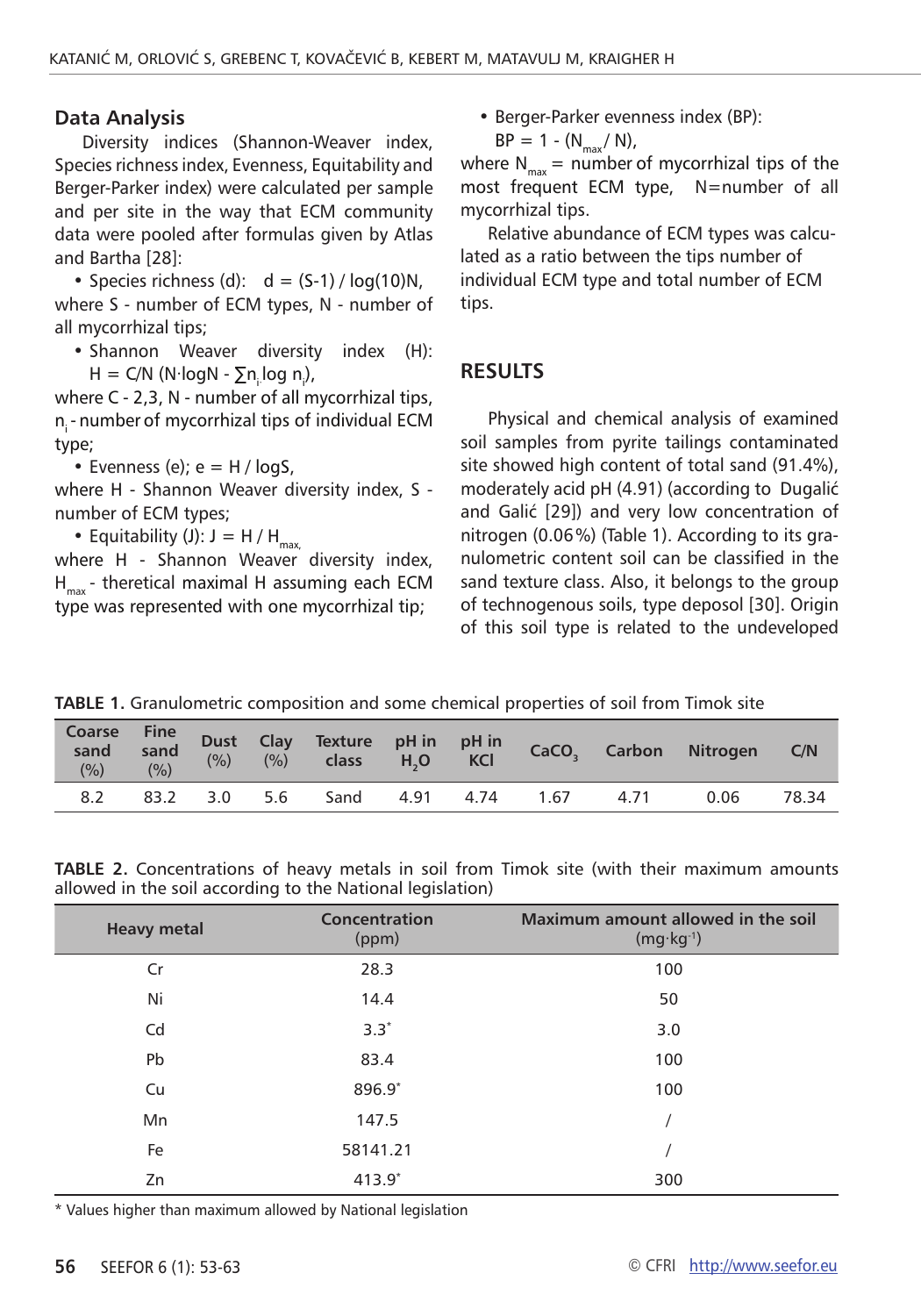## Data Analysis

Diversity indices (Shannon-Weaver index, Species richness index, Evenness, Equitability and Berger-Parker index) were calculated per sample and per site in the way that ECM community data were pooled after formulas given by Atlas and Bartha [28]:

- Species richness (d): $d = (S-1) / \log(10)N$,

where S - number of ECM types, N - number of all mycorrhizal tips;

- Shannon Weaver diversity index (H): $H = C/N\ (N \cdot \log N - \sum n_i \log n_i)$,

where C - 2,3, N - number of all mycorrhizal tips, $n_i$ - number of mycorrhizal tips of individual ECM type;

- Evenness (e); $e = H / \log S$,

where H - Shannon Weaver diversity index, S - number of ECM types;

- Equitability (J): $J = H / H_{max,}$

where H - Shannon Weaver diversity index, $H_{max}$ - theretical maximal H assuming each ECM type was represented with one mycorrhizal tip;

- Berger-Parker evenness index (BP): $BP = 1 - (N_{max} / N)$,

where $N_{max}$ = number of mycorrhizal tips of the most frequent ECM type, N=number of all mycorrhizal tips.

Relative abundance of ECM types was calculated as a ratio between the tips number of individual ECM type and total number of ECM tips.

## RESULTS

Physical and chemical analysis of examined soil samples from pyrite tailings contaminated site showed high content of total sand (91.4%), moderately acid pH (4.91) (according to Dugalić and Galić [29]) and very low concentration of nitrogen (0.06%) (Table 1). According to its granulometric content soil can be classified in the sand texture class. Also, it belongs to the group of technogenous soils, type deposol [30]. Origin of this soil type is related to the undeveloped

**TABLE 1.** Granulometric composition and some chemical properties of soil from Timok site

| Coarse sand (%) | Fine sand (%) | Dust (%) | Clay (%) | Texture class | pH in $H_2O$ | pH in KCl | $CaCO_3$ | Carbon | Nitrogen | C/N |
|---|---|---|---|---|---|---|---|---|---|---|
| 8.2 | 83.2 | 3.0 | 5.6 | Sand | 4.91 | 4.74 | 1.67 | 4.71 | 0.06 | 78.34 |

**TABLE 2.** Concentrations of heavy metals in soil from Timok site (with their maximum amounts allowed in the soil according to the National legislation)

| Heavy metal | Concentration (ppm) | Maximum amount allowed in the soil ($mg \cdot kg^{-1}$) |
|---|---|---|
| Cr | 28.3 | 100 |
| Ni | 14.4 | 50 |
| Cd | 3.3* | 3.0 |
| Pb | 83.4 | 100 |
| Cu | 896.9* | 100 |
| Mn | 147.5 | / |
| Fe | 58141.21 | / |
| Zn | 413.9* | 300 |

\* Values higher than maximum allowed by National legislation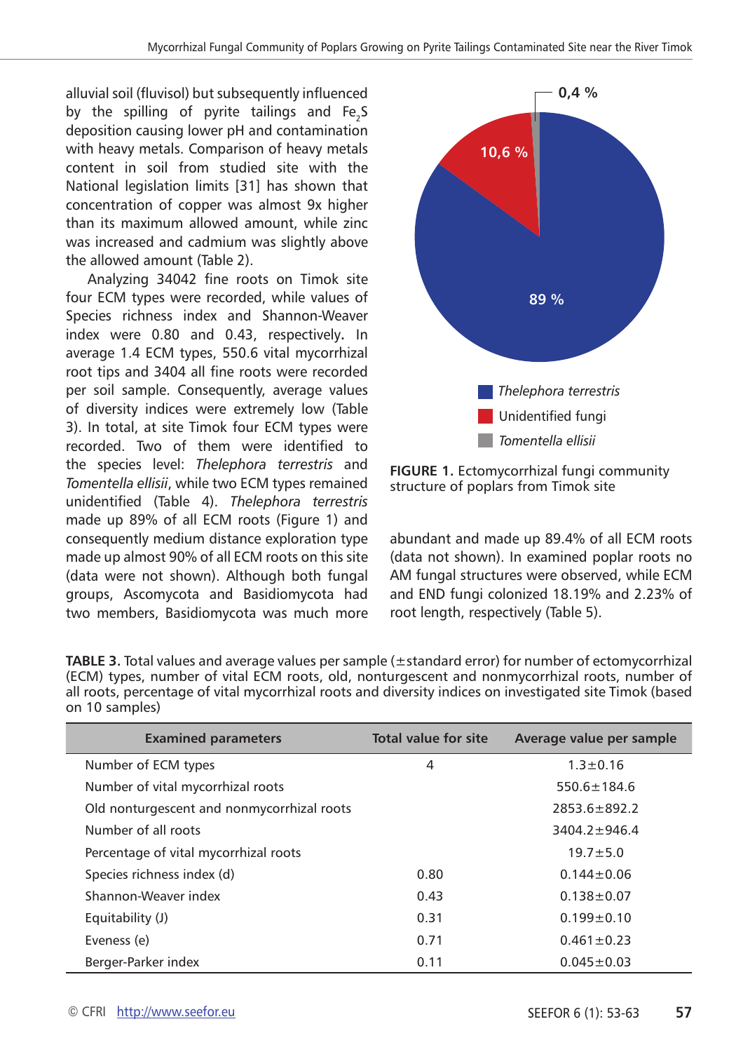alluvial soil (fluvisol) but subsequently influenced by the spilling of pyrite tailings and $Fe_2S$ deposition causing lower pH and contamination with heavy metals. Comparison of heavy metals content in soil from studied site with the National legislation limits [31] has shown that concentration of copper was almost 9x higher than its maximum allowed amount, while zinc was increased and cadmium was slightly above the allowed amount (Table 2).

Analyzing 34042 fine roots on Timok site four ECM types were recorded, while values of Species richness index and Shannon-Weaver index were 0.80 and 0.43, respectively. In average 1.4 ECM types, 550.6 vital mycorrhizal root tips and 3404 all fine roots were recorded per soil sample. Consequently, average values of diversity indices were extremely low (Table 3). In total, at site Timok four ECM types were recorded. Two of them were identified to the species level: *Thelephora terrestris* and *Tomentella ellisii*, while two ECM types remained unidentified (Table 4). *Thelephora terrestris* made up 89% of all ECM roots (Figure 1) and consequently medium distance exploration type made up almost 90% of all ECM roots on this site (data were not shown). Although both fungal groups, Ascomycota and Basidiomycota had two members, Basidiomycota was much more abundant and made up 89.4% of all ECM roots (data not shown). In examined poplar roots no AM fungal structures were observed, while ECM and END fungi colonized 18.19% and 2.23% of root length, respectively (Table 5).

**FIGURE 1.** Ectomycorrhizal fungi community structure of poplars from Timok site

**TABLE 3.** Total values and average values per sample (±standard error) for number of ectomycorrhizal (ECM) types, number of vital ECM roots, old, nonturgescent and nonmycorrhizal roots, number of all roots, percentage of vital mycorrhizal roots and diversity indices on investigated site Timok (based on 10 samples)

| Examined parameters | Total value for site | Average value per sample |
|---|---|---|
| Number of ECM types | 4 | 1.3±0.16 |
| Number of vital mycorrhizal roots | | 550.6±184.6 |
| Old nonturgescent and nonmycorrhizal roots | | 2853.6±892.2 |
| Number of all roots | | 3404.2±946.4 |
| Percentage of vital mycorrhizal roots | | 19.7±5.0 |
| Species richness index (d) | 0.80 | 0.144±0.06 |
| Shannon-Weaver index | 0.43 | 0.138±0.07 |
| Equitability (J) | 0.31 | 0.199±0.10 |
| Eveness (e) | 0.71 | 0.461±0.23 |
| Berger-Parker index | 0.11 | 0.045±0.03 |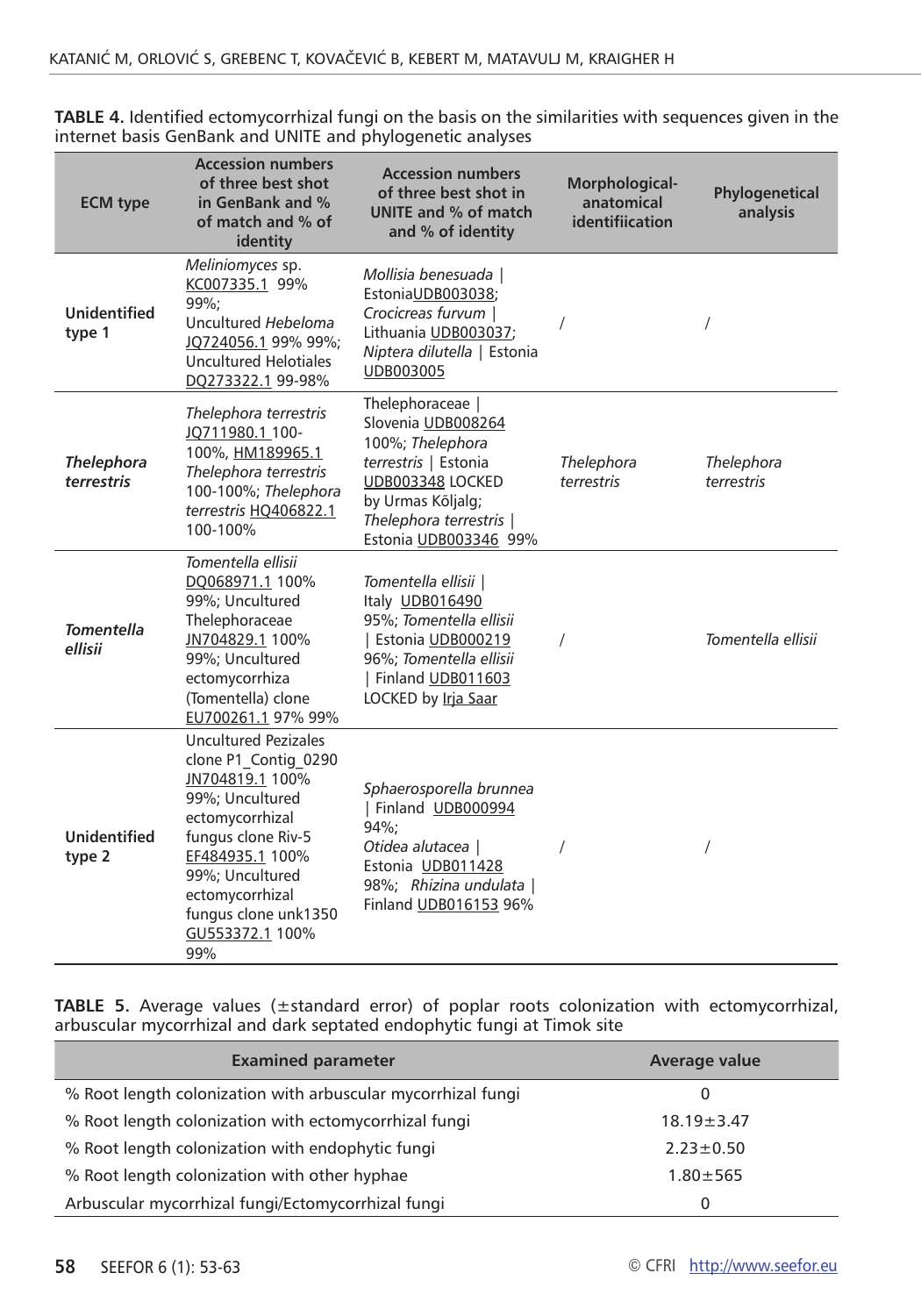**TABLE 4.** Identified ectomycorrhizal fungi on the basis on the similarities with sequences given in the internet basis GenBank and UNITE and phylogenetic analyses

| ECM type | Accession numbers of three best shot in GenBank and % of match and % of identity | Accession numbers of three best shot in UNITE and % of match and % of identity | Morphological-anatomical identifiication | Phylogenetical analysis |
|---|---|---|---|---|
| **Unidentified type 1** | *Meliniomyces* sp. KC007335.1 99% 99%; Uncultured *Hebeloma* JQ724056.1 99% 99%; Uncultured Helotiales DQ273322.1 99-98% | *Mollisia benesuada* \| EstoniaUDB003038; *Crocicreas furvum* \| Lithuania UDB003037; *Niptera dilutella* \| Estonia UDB003005 | / | / |
| ***Thelephora terrestris*** | *Thelephora terrestris* JQ711980.1 100-100%, HM189965.1 *Thelephora terrestris* 100-100%; *Thelephora terrestris* HQ406822.1 100-100% | Thelephoraceae \| Slovenia UDB008264 100%; *Thelephora terrestris* \| Estonia UDB003348 LOCKED by Urmas Kõljalg; *Thelephora terrestris* \| Estonia UDB003346 99% | *Thelephora terrestris* | *Thelephora terrestris* |
| ***Tomentella ellisii*** | *Tomentella ellisii* DQ068971.1 100% 99%; Uncultured Thelephoraceae JN704829.1 100% 99%; Uncultured ectomycorrhiza (Tomentella) clone EU700261.1 97% 99% | *Tomentella ellisii* \| Italy UDB016490 95%; *Tomentella ellisii* \| Estonia UDB000219 96%; *Tomentella ellisii* \| Finland UDB011603 LOCKED by Irja Saar | / | *Tomentella ellisii* |
| **Unidentified type 2** | Uncultured Pezizales clone P1_Contig_0290 JN704819.1 100% 99%; Uncultured ectomycorrhizal fungus clone Riv-5 EF484935.1 100% 99%; Uncultured ectomycorrhizal fungus clone unk1350 GU553372.1 100% 99% | *Sphaerosporella brunnea* \| Finland UDB000994 94%; *Otidea alutacea* \| Estonia UDB011428 98%; *Rhizina undulata* \| Finland UDB016153 96% | / | / |

**TABLE 5.** Average values (±standard error) of poplar roots colonization with ectomycorrhizal, arbuscular mycorrhizal and dark septated endophytic fungi at Timok site

| Examined parameter | Average value |
|---|---|
| % Root length colonization with arbuscular mycorrhizal fungi | 0 |
| % Root length colonization with ectomycorrhizal fungi | 18.19±3.47 |
| % Root length colonization with endophytic fungi | 2.23±0.50 |
| % Root length colonization with other hyphae | 1.80±565 |
| Arbuscular mycorrhizal fungi/Ectomycorrhizal fungi | 0 |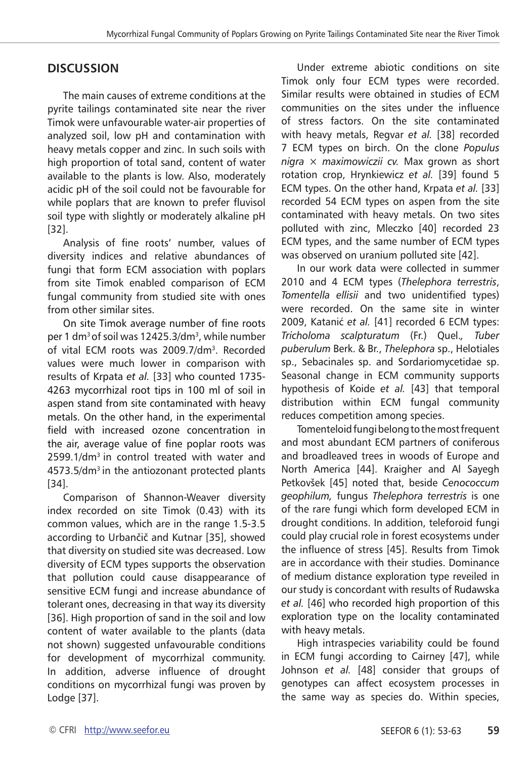## DISCUSSION

The main causes of extreme conditions at the pyrite tailings contaminated site near the river Timok were unfavourable water-air properties of analyzed soil, low pH and contamination with heavy metals copper and zinc. In such soils with high proportion of total sand, content of water available to the plants is low. Also, moderately acidic pH of the soil could not be favourable for while poplars that are known to prefer fluvisol soil type with slightly or moderately alkaline pH [32].

Analysis of fine roots' number, values of diversity indices and relative abundances of fungi that form ECM association with poplars from site Timok enabled comparison of ECM fungal community from studied site with ones from other similar sites.

On site Timok average number of fine roots per 1 $dm^3$ of soil was 12425.3/$dm^3$, while number of vital ECM roots was 2009.7/$dm^3$. Recorded values were much lower in comparison with results of Krpata *et al.* [33] who counted 1735-4263 mycorrhizal root tips in 100 ml of soil in aspen stand from site contaminated with heavy metals. On the other hand, in the experimental field with increased ozone concentration in the air, average value of fine poplar roots was 2599.1/$dm^3$ in control treated with water and 4573.5/$dm^3$ in the antiozonant protected plants [34].

Comparison of Shannon-Weaver diversity index recorded on site Timok (0.43) with its common values, which are in the range 1.5-3.5 according to Urbančič and Kutnar [35], showed that diversity on studied site was decreased. Low diversity of ECM types supports the observation that pollution could cause disappearance of sensitive ECM fungi and increase abundance of tolerant ones, decreasing in that way its diversity [36]. High proportion of sand in the soil and low content of water available to the plants (data not shown) suggested unfavourable conditions for development of mycorrhizal community. In addition, adverse influence of drought conditions on mycorrhizal fungi was proven by Lodge [37].

Under extreme abiotic conditions on site Timok only four ECM types were recorded. Similar results were obtained in studies of ECM communities on the sites under the influence of stress factors. On the site contaminated with heavy metals, Regvar *et al.* [38] recorded 7 ECM types on birch. On the clone *Populus nigra* × *maximowiczii cv.* Max grown as short rotation crop, Hrynkiewicz *et al.* [39] found 5 ECM types. On the other hand, Krpata *et al.* [33] recorded 54 ECM types on aspen from the site contaminated with heavy metals. On two sites polluted with zinc, Mleczko [40] recorded 23 ECM types, and the same number of ECM types was observed on uranium polluted site [42].

In our work data were collected in summer 2010 and 4 ECM types (*Thelephora terrestris*, *Tomentella ellisii* and two unidentified types) were recorded. On the same site in winter 2009, Katanić *et al.* [41] recorded 6 ECM types: *Tricholoma scalpturatum* (Fr.) Quel.*, Tuber puberulum* Berk. & Br., *Thelephora* sp., Helotiales sp., Sebacinales sp. and Sordariomycetidae sp. Seasonal change in ECM community supports hypothesis of Koide *et al.* [43] that temporal distribution within ECM fungal community reduces competition among species.

Tomenteloid fungi belong to the most frequent and most abundant ECM partners of coniferous and broadleaved trees in woods of Europe and North America [44]. Kraigher and Al Sayegh Petkovšek [45] noted that, beside *Cenococcum geophilum,* fungus *Thelephora terrestris* is one of the rare fungi which form developed ECM in drought conditions. In addition, teleforoid fungi could play crucial role in forest ecosystems under the influence of stress [45]. Results from Timok are in accordance with their studies. Dominance of medium distance exploration type reveiled in our study is concordant with results of Rudawska *et al.* [46] who recorded high proportion of this exploration type on the locality contaminated with heavy metals.

High intraspecies variability could be found in ECM fungi according to Cairney [47], while Johnson *et al.* [48] consider that groups of genotypes can affect ecosystem processes in the same way as species do. Within species,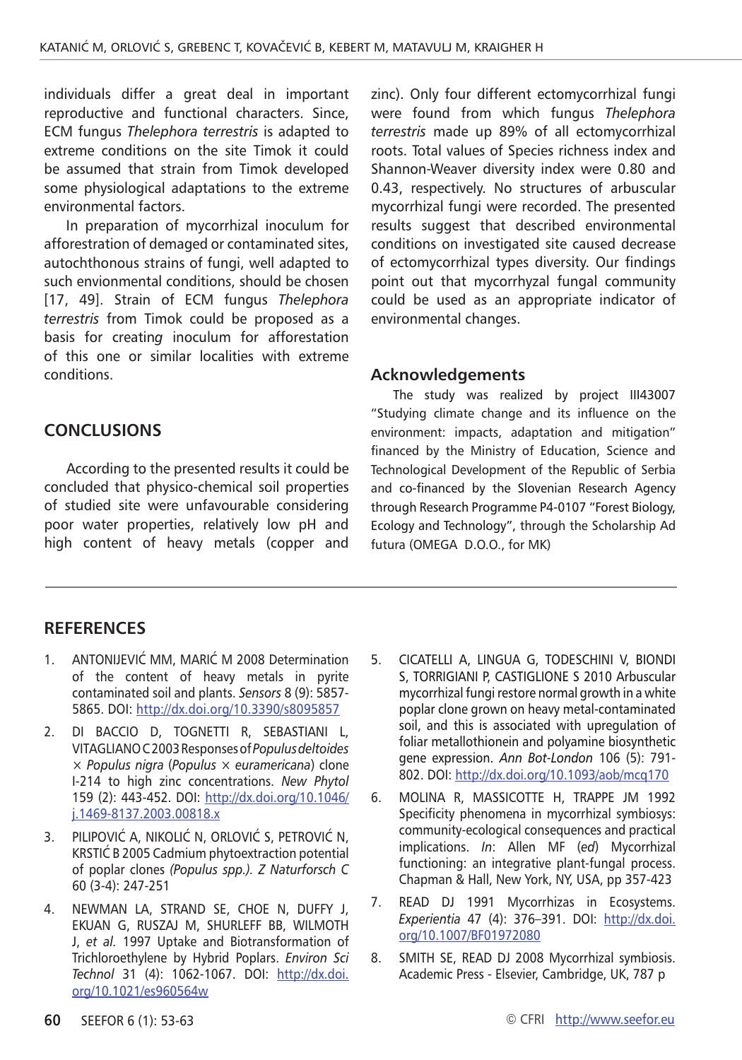individuals differ a great deal in important reproductive and functional characters. Since, ECM fungus *Thelephora terrestris* is adapted to extreme conditions on the site Timok it could be assumed that strain from Timok developed some physiological adaptations to the extreme environmental factors.

In preparation of mycorrhizal inoculum for afforestration of demaged or contaminated sites, autochthonous strains of fungi, well adapted to such envionmental conditions, should be chosen [17, 49]. Strain of ECM fungus *Thelephora terrestris* from Timok could be proposed as a basis for creating inoculum for afforestation of this one or similar localities with extreme conditions.

## CONCLUSIONS

According to the presented results it could be concluded that physico-chemical soil properties of studied site were unfavourable considering poor water properties, relatively low pH and high content of heavy metals (copper and zinc). Only four different ectomycorrhizal fungi were found from which fungus *Thelephora terrestris* made up 89% of all ectomycorrhizal roots. Total values of Species richness index and Shannon-Weaver diversity index were 0.80 and 0.43, respectively. No structures of arbuscular mycorrhizal fungi were recorded. The presented results suggest that described environmental conditions on investigated site caused decrease of ectomycorrhizal types diversity. Our findings point out that mycorrhyzal fungal community could be used as an appropriate indicator of environmental changes.

### Acknowledgements

The study was realized by project III43007 "Studying climate change and its influence on the environment: impacts, adaptation and mitigation" financed by the Ministry of Education, Science and Technological Development of the Republic of Serbia and co-financed by the Slovenian Research Agency through Research Programme P4-0107 "Forest Biology, Ecology and Technology", through the Scholarship Ad futura (OMEGA D.O.O., for MK)

## REFERENCES

1. ANTONIJEVIĆ MM, MARIĆ M 2008 Determination of the content of heavy metals in pyrite contaminated soil and plants. *Sensors* 8 (9): 5857-5865. DOI: http://dx.doi.org/10.3390/s8095857
2. DI BACCIO D, TOGNETTI R, SEBASTIANI L, VITAGLIANO C 2003 Responses of *Populus deltoides* × *Populus nigra* (*Populus* × *euramericana*) clone I-214 to high zinc concentrations. *New Phytol* 159 (2): 443-452. DOI: http://dx.doi.org/10.1046/j.1469-8137.2003.00818.x
3. PILIPOVIĆ A, NIKOLIĆ N, ORLOVIĆ S, PETROVIĆ N, KRSTIĆ B 2005 Cadmium phytoextraction potential of poplar clones *(Populus spp.)*. *Z Naturforsch C* 60 (3-4): 247-251
4. NEWMAN LA, STRAND SE, CHOE N, DUFFY J, EKUAN G, RUSZAJ M, SHURLEFF BB, WILMOTH J, *et al.* 1997 Uptake and Biotransformation of Trichloroethylene by Hybrid Poplars. *Environ Sci Technol* 31 (4): 1062-1067. DOI: http://dx.doi.org/10.1021/es960564w
5. CICATELLI A, LINGUA G, TODESCHINI V, BIONDI S, TORRIGIANI P, CASTIGLIONE S 2010 Arbuscular mycorrhizal fungi restore normal growth in a white poplar clone grown on heavy metal-contaminated soil, and this is associated with upregulation of foliar metallothionein and polyamine biosynthetic gene expression. *Ann Bot-London* 106 (5): 791-802. DOI: http://dx.doi.org/10.1093/aob/mcq170
6. MOLINA R, MASSICOTTE H, TRAPPE JM 1992 Specificity phenomena in mycorrhizal symbiosys: community-ecological consequences and practical implications. *In*: Allen MF (*ed*) Mycorrhizal functioning: an integrative plant-fungal process. Chapman & Hall, New York, NY, USA, pp 357-423
7. READ DJ 1991 Mycorrhizas in Ecosystems. *Experientia* 47 (4): 376–391. DOI: http://dx.doi.org/10.1007/BF01972080
8. SMITH SE, READ DJ 2008 Mycorrhizal symbiosis. Academic Press - Elsevier, Cambridge, UK, 787 p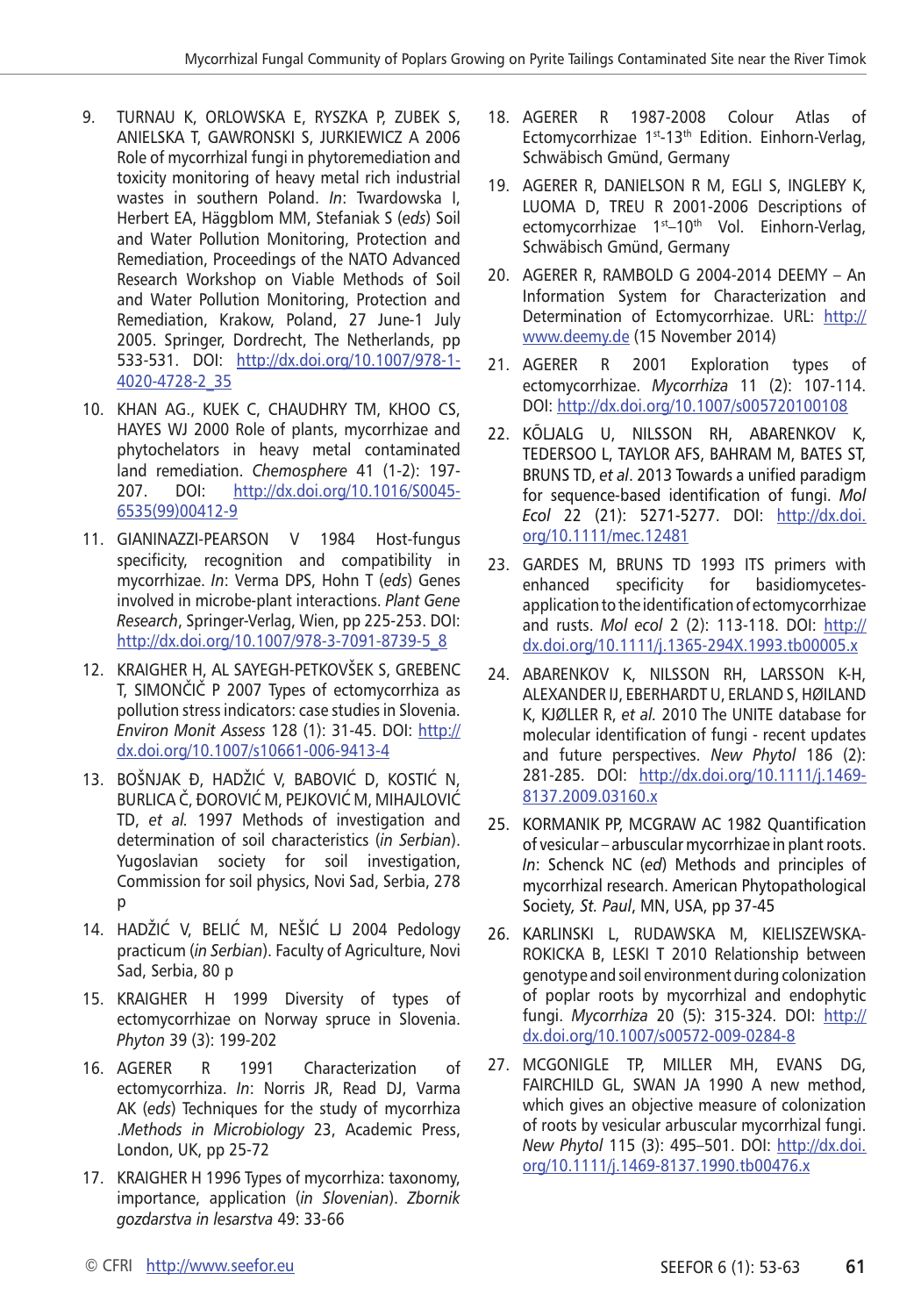9. TURNAU K, ORLOWSKA E, RYSZKA P, ZUBEK S, ANIELSKA T, GAWRONSKI S, JURKIEWICZ A 2006 Role of mycorrhizal fungi in phytoremediation and toxicity monitoring of heavy metal rich industrial wastes in southern Poland. *In*: Twardowska I, Herbert EA, Häggblom MM, Stefaniak S (*eds*) Soil and Water Pollution Monitoring, Protection and Remediation, Proceedings of the NATO Advanced Research Workshop on Viable Methods of Soil and Water Pollution Monitoring, Protection and Remediation, Krakow, Poland, 27 June-1 July 2005. Springer, Dordrecht, The Netherlands, pp 533-531. DOI: http://dx.doi.org/10.1007/978-1-4020-4728-2_35

10. KHAN AG., KUEK C, CHAUDHRY TM, KHOO CS, HAYES WJ 2000 Role of plants, mycorrhizae and phytochelators in heavy metal contaminated land remediation. *Chemosphere* 41 (1-2): 197-207. DOI: http://dx.doi.org/10.1016/S0045-6535(99)00412-9

11. GIANINAZZI-PEARSON V 1984 Host-fungus specificity, recognition and compatibility in mycorrhizae. *In*: Verma DPS, Hohn T (*eds*) Genes involved in microbe-plant interactions. *Plant Gene Research*, Springer-Verlag, Wien, pp 225-253. DOI: http://dx.doi.org/10.1007/978-3-7091-8739-5_8

12. KRAIGHER H, AL SAYEGH-PETKOVŠEK S, GREBENC T, SIMONČIČ P 2007 Types of ectomycorrhiza as pollution stress indicators: case studies in Slovenia. *Environ Monit Assess* 128 (1): 31-45. DOI: http://dx.doi.org/10.1007/s10661-006-9413-4

13. BOŠNJAK Đ, HADŽIĆ V, BABOVIĆ D, KOSTIĆ N, BURLICA Č, ĐOROVIĆ M, PEJKOVIĆ M, MIHAJLOVIĆ TD, *et al.* 1997 Methods of investigation and determination of soil characteristics (*in Serbian*). Yugoslavian society for soil investigation, Commission for soil physics, Novi Sad, Serbia, 278 p

14. HADŽIĆ V, BELIĆ M, NEŠIĆ LJ 2004 Pedology practicum (*in Serbian*). Faculty of Agriculture, Novi Sad, Serbia, 80 p

15. KRAIGHER H 1999 Diversity of types of ectomycorrhizae on Norway spruce in Slovenia. *Phyton* 39 (3): 199-202

16. AGERER R 1991 Characterization of ectomycorrhiza. *In*: Norris JR, Read DJ, Varma AK (*eds*) Techniques for the study of mycorrhiza .*Methods in Microbiology* 23, Academic Press, London, UK, pp 25-72

17. KRAIGHER H 1996 Types of mycorrhiza: taxonomy, importance, application (*in Slovenian*). *Zbornik gozdarstva in lesarstva* 49: 33-66

18. AGERER R 1987-2008 Colour Atlas of Ectomycorrhizae 1st-13th Edition. Einhorn-Verlag, Schwäbisch Gmünd, Germany

19. AGERER R, DANIELSON R M, EGLI S, INGLEBY K, LUOMA D, TREU R 2001-2006 Descriptions of ectomycorrhizae 1st–10th Vol. Einhorn-Verlag, Schwäbisch Gmünd, Germany

20. AGERER R, RAMBOLD G 2004-2014 DEEMY – An Information System for Characterization and Determination of Ectomycorrhizae. URL: http://www.deemy.de (15 November 2014)

21. AGERER R 2001 Exploration types of ectomycorrhizae. *Mycorrhiza* 11 (2): 107-114. DOI: http://dx.doi.org/10.1007/s005720100108

22. KÕLJALG U, NILSSON RH, ABARENKOV K, TEDERSOO L, TAYLOR AFS, BAHRAM M, BATES ST, BRUNS TD, *et al.* 2013 Towards a unified paradigm for sequence-based identification of fungi. *Mol Ecol* 22 (21): 5271-5277. DOI: http://dx.doi.org/10.1111/mec.12481

23. GARDES M, BRUNS TD 1993 ITS primers with enhanced specificity for basidiomycetes-application to the identification of ectomycorrhizae and rusts. *Mol ecol* 2 (2): 113-118. DOI: http://dx.doi.org/10.1111/j.1365-294X.1993.tb00005.x

24. ABARENKOV K, NILSSON RH, LARSSON K-H, ALEXANDER IJ, EBERHARDT U, ERLAND S, HØILAND K, KJØLLER R, *et al.* 2010 The UNITE database for molecular identification of fungi - recent updates and future perspectives. *New Phytol* 186 (2): 281-285. DOI: http://dx.doi.org/10.1111/j.1469-8137.2009.03160.x

25. KORMANIK PP, MCGRAW AC 1982 Quantification of vesicular – arbuscular mycorrhizae in plant roots. *In*: Schenck NC (*ed*) Methods and principles of mycorrhizal research. American Phytopathological Society, *St. Paul*, MN, USA, pp 37-45

26. KARLINSKI L, RUDAWSKA M, KIELISZEWSKA-ROKICKA B, LESKI T 2010 Relationship between genotype and soil environment during colonization of poplar roots by mycorrhizal and endophytic fungi. *Mycorrhiza* 20 (5): 315-324. DOI: http://dx.doi.org/10.1007/s00572-009-0284-8

27. MCGONIGLE TP, MILLER MH, EVANS DG, FAIRCHILD GL, SWAN JA 1990 A new method, which gives an objective measure of colonization of roots by vesicular arbuscular mycorrhizal fungi. *New Phytol* 115 (3): 495–501. DOI: http://dx.doi.org/10.1111/j.1469-8137.1990.tb00476.x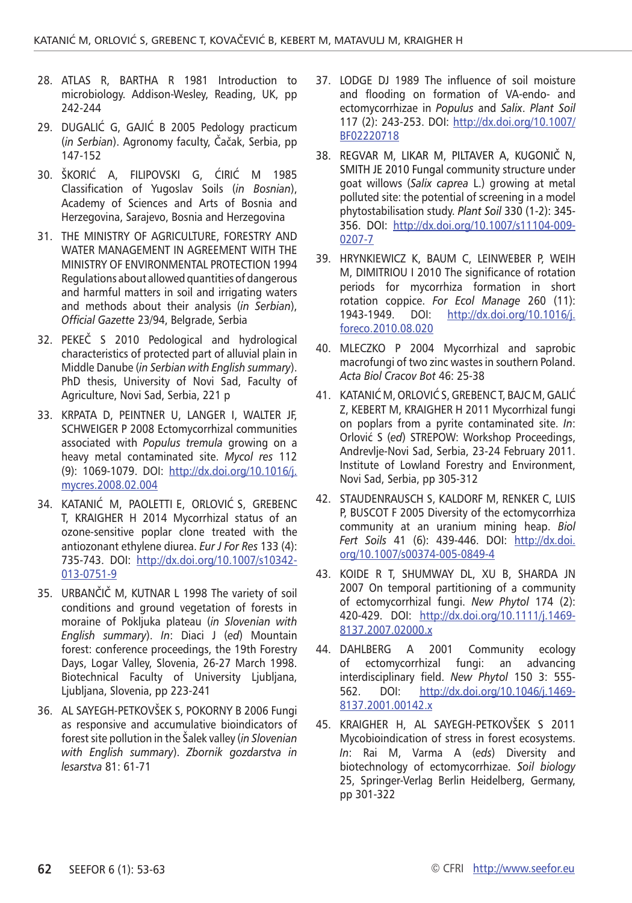28. ATLAS R, BARTHA R 1981 Introduction to microbiology. Addison-Wesley, Reading, UK, pp 242-244

29. DUGALIĆ G, GAJIĆ B 2005 Pedology practicum (*in Serbian*). Agronomy faculty, Čačak, Serbia, pp 147-152

30. ŠKORIĆ A, FILIPOVSKI G, ĆIRIĆ M 1985 Classification of Yugoslav Soils (*in Bosnian*), Academy of Sciences and Arts of Bosnia and Herzegovina, Sarajevo, Bosnia and Herzegovina

31. THE MINISTRY OF AGRICULTURE, FORESTRY AND WATER MANAGEMENT IN AGREEMENT WITH THE MINISTRY OF ENVIRONMENTAL PROTECTION 1994 Regulations about allowed quantities of dangerous and harmful matters in soil and irrigating waters and methods about their analysis (*in Serbian*), *Official Gazette* 23/94, Belgrade, Serbia

32. PEKEČ S 2010 Pedological and hydrological characteristics of protected part of alluvial plain in Middle Danube (*in Serbian with English summary*). PhD thesis, University of Novi Sad, Faculty of Agriculture, Novi Sad, Serbia, 221 p

33. KRPATA D, PEINTNER U, LANGER I, WALTER JF, SCHWEIGER P 2008 Ectomycorrhizal communities associated with *Populus tremula* growing on a heavy metal contaminated site. *Mycol res* 112 (9): 1069-1079. DOI: http://dx.doi.org/10.1016/j.mycres.2008.02.004

34. KATANIĆ M, PAOLETTI E, ORLOVIĆ S, GREBENC T, KRAIGHER H 2014 Mycorrhizal status of an ozone-sensitive poplar clone treated with the antiozonant ethylene diurea. *Eur J For Res* 133 (4): 735-743. DOI: http://dx.doi.org/10.1007/s10342-013-0751-9

35. URBANČIČ M, KUTNAR L 1998 The variety of soil conditions and ground vegetation of forests in moraine of Pokljuka plateau (*in Slovenian with English summary*). *In*: Diaci J (*ed*) Mountain forest: conference proceedings, the 19th Forestry Days, Logar Valley, Slovenia, 26-27 March 1998. Biotechnical Faculty of University Ljubljana, Ljubljana, Slovenia, pp 223-241

36. AL SAYEGH-PETKOVŠEK S, POKORNY B 2006 Fungi as responsive and accumulative bioindicators of forest site pollution in the Šalek valley (*in Slovenian with English summary*). *Zbornik gozdarstva in lesarstva* 81: 61-71

37. LODGE DJ 1989 The influence of soil moisture and flooding on formation of VA-endo- and ectomycorrhizae in *Populus* and *Salix*. *Plant Soil* 117 (2): 243-253. DOI: http://dx.doi.org/10.1007/BF02220718

38. REGVAR M, LIKAR M, PILTAVER A, KUGONIČ N, SMITH JE 2010 Fungal community structure under goat willows (*Salix caprea* L.) growing at metal polluted site: the potential of screening in a model phytostabilisation study. *Plant Soil* 330 (1-2): 345-356. DOI: http://dx.doi.org/10.1007/s11104-009-0207-7

39. HRYNKIEWICZ K, BAUM C, LEINWEBER P, WEIH M, DIMITRIOU I 2010 The significance of rotation periods for mycorrhiza formation in short rotation coppice. *For Ecol Manage* 260 (11): 1943-1949. DOI: http://dx.doi.org/10.1016/j.foreco.2010.08.020

40. MLECZKO P 2004 Mycorrhizal and saprobic macrofungi of two zinc wastes in southern Poland. *Acta Biol Cracov Bot* 46: 25-38

41. KATANIĆ M, ORLOVIĆ S, GREBENC T, BAJC M, GALIĆ Z, KEBERT M, KRAIGHER H 2011 Mycorrhizal fungi on poplars from a pyrite contaminated site. *In*: Orlović S (*ed*) STREPOW: Workshop Proceedings, Andrevlje-Novi Sad, Serbia, 23-24 February 2011. Institute of Lowland Forestry and Environment, Novi Sad, Serbia, pp 305-312

42. STAUDENRAUSCH S, KALDORF M, RENKER C, LUIS P, BUSCOT F 2005 Diversity of the ectomycorrhiza community at an uranium mining heap. *Biol Fert Soils* 41 (6): 439-446. DOI: http://dx.doi.org/10.1007/s00374-005-0849-4

43. KOIDE R T, SHUMWAY DL, XU B, SHARDA JN 2007 On temporal partitioning of a community of ectomycorrhizal fungi. *New Phytol* 174 (2): 420-429. DOI: http://dx.doi.org/10.1111/j.1469-8137.2007.02000.x

44. DAHLBERG A 2001 Community ecology of ectomycorrhizal fungi: an advancing interdisciplinary field. *New Phytol* 150 3: 555-562. DOI: http://dx.doi.org/10.1046/j.1469-8137.2001.00142.x

45. KRAIGHER H, AL SAYEGH-PETKOVŠEK S 2011 Mycobioindication of stress in forest ecosystems. *In*: Rai M, Varma A (*eds*) Diversity and biotechnology of ectomycorrhizae. *Soil biology* 25, Springer-Verlag Berlin Heidelberg, Germany, pp 301-322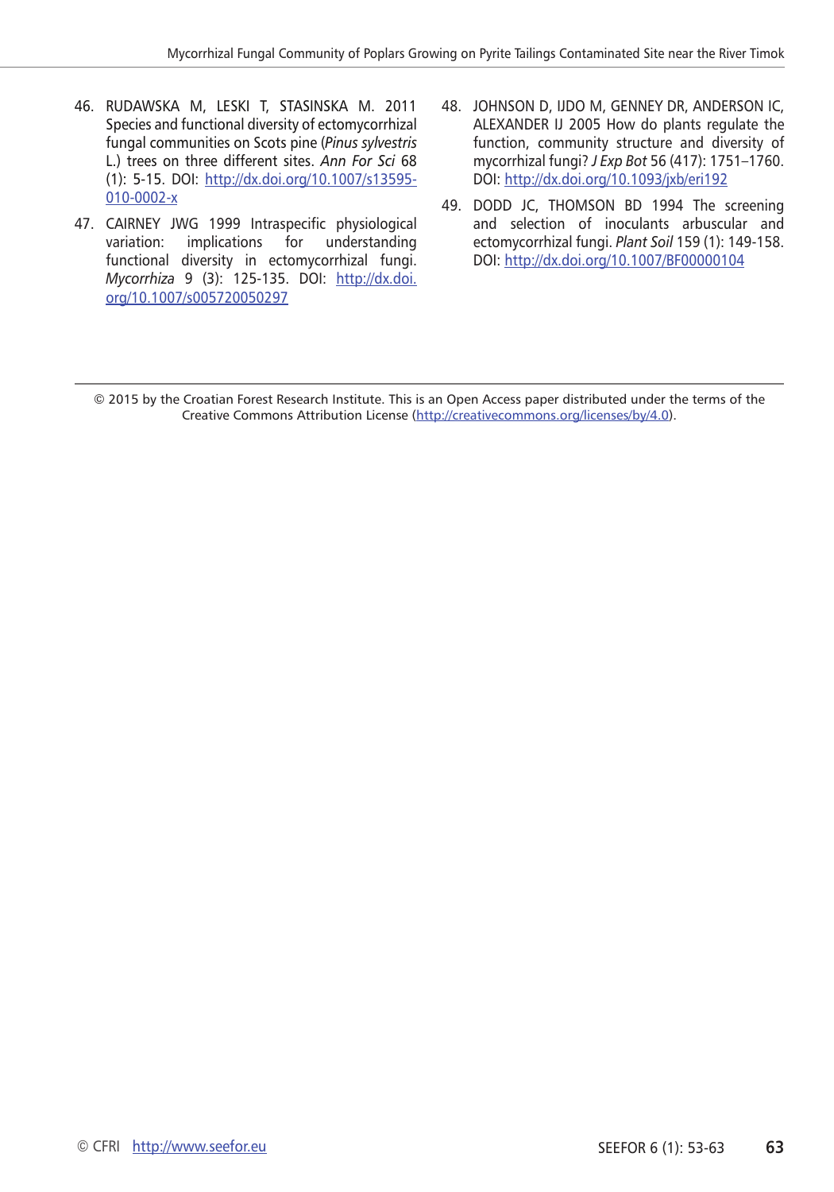46. RUDAWSKA M, LESKI T, STASINSKA M. 2011 Species and functional diversity of ectomycorrhizal fungal communities on Scots pine (*Pinus sylvestris* L.) trees on three different sites. *Ann For Sci* 68 (1): 5-15. DOI: http://dx.doi.org/10.1007/s13595-010-0002-x

47. CAIRNEY JWG 1999 Intraspecific physiological variation: implications for understanding functional diversity in ectomycorrhizal fungi. *Mycorrhiza* 9 (3): 125-135. DOI: http://dx.doi.org/10.1007/s005720050297

48. JOHNSON D, IJDO M, GENNEY DR, ANDERSON IC, ALEXANDER IJ 2005 How do plants regulate the function, community structure and diversity of mycorrhizal fungi? *J Exp Bot* 56 (417): 1751–1760. DOI: http://dx.doi.org/10.1093/jxb/eri192

49. DODD JC, THOMSON BD 1994 The screening and selection of inoculants arbuscular and ectomycorrhizal fungi. *Plant Soil* 159 (1): 149-158. DOI: http://dx.doi.org/10.1007/BF00000104

© 2015 by the Croatian Forest Research Institute. This is an Open Access paper distributed under the terms of the Creative Commons Attribution License (http://creativecommons.org/licenses/by/4.0).